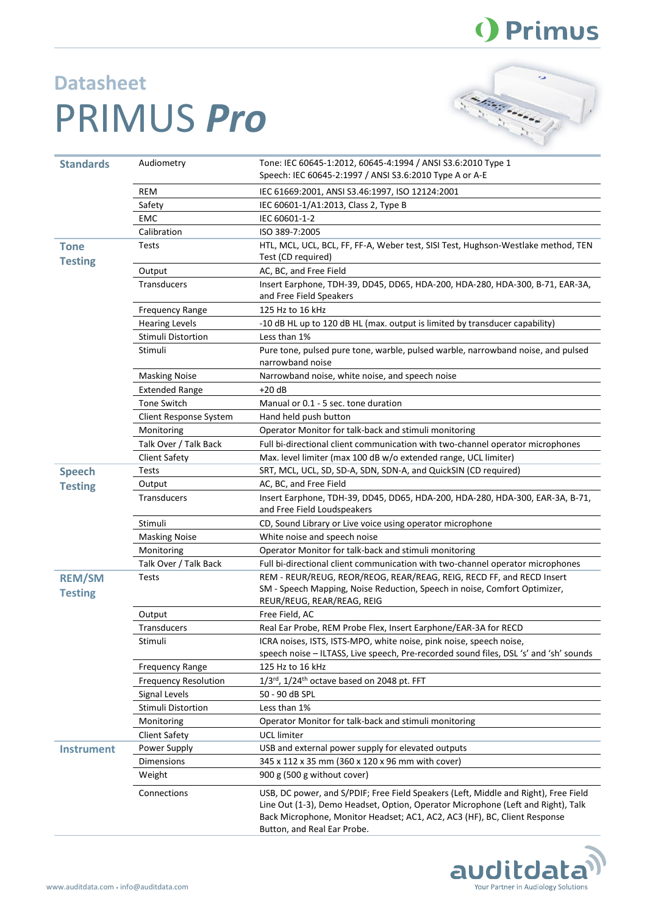## Datasheet

# PRIMUS *Pro*

| | | |
|---|---|---|
| **Standards** | Audiometry | Tone: IEC 60645-1:2012, 60645-4:1994 / ANSI S3.6:2010 Type 1<br>Speech: IEC 60645-2:1997 / ANSI S3.6:2010 Type A or A-E |
| | REM | IEC 61669:2001, ANSI S3.46:1997, ISO 12124:2001 |
| | Safety | IEC 60601-1/A1:2013, Class 2, Type B |
| | EMC | IEC 60601-1-2 |
| | Calibration | ISO 389-7:2005 |
| **Tone Testing** | Tests | HTL, MCL, UCL, BCL, FF, FF-A, Weber test, SISI Test, Hughson-Westlake method, TEN Test (CD required) |
| | Output | AC, BC, and Free Field |
| | Transducers | Insert Earphone, TDH-39, DD45, DD65, HDA-200, HDA-280, HDA-300, B-71, EAR-3A, and Free Field Speakers |
| | Frequency Range | 125 Hz to 16 kHz |
| | Hearing Levels | -10 dB HL up to 120 dB HL (max. output is limited by transducer capability) |
| | Stimuli Distortion | Less than 1% |
| | Stimuli | Pure tone, pulsed pure tone, warble, pulsed warble, narrowband noise, and pulsed narrowband noise |
| | Masking Noise | Narrowband noise, white noise, and speech noise |
| | Extended Range | +20 dB |
| | Tone Switch | Manual or 0.1 - 5 sec. tone duration |
| | Client Response System | Hand held push button |
| | Monitoring | Operator Monitor for talk-back and stimuli monitoring |
| | Talk Over / Talk Back | Full bi-directional client communication with two-channel operator microphones |
| | Client Safety | Max. level limiter (max 100 dB w/o extended range, UCL limiter) |
| **Speech Testing** | Tests | SRT, MCL, UCL, SD, SD-A, SDN, SDN-A, and QuickSIN (CD required) |
| | Output | AC, BC, and Free Field |
| | Transducers | Insert Earphone, TDH-39, DD45, DD65, HDA-200, HDA-280, HDA-300, EAR-3A, B-71, and Free Field Loudspeakers |
| | Stimuli | CD, Sound Library or Live voice using operator microphone |
| | Masking Noise | White noise and speech noise |
| | Monitoring | Operator Monitor for talk-back and stimuli monitoring |
| | Talk Over / Talk Back | Full bi-directional client communication with two-channel operator microphones |
| **REM/SM Testing** | Tests | REM - REUR/REUG, REOR/REOG, REAR/REAG, REIG, RECD FF, and RECD Insert<br>SM - Speech Mapping, Noise Reduction, Speech in noise, Comfort Optimizer, REUR/REUG, REAR/REAG, REIG |
| | Output | Free Field, AC |
| | Transducers | Real Ear Probe, REM Probe Flex, Insert Earphone/EAR-3A for RECD |
| | Stimuli | ICRA noises, ISTS, ISTS-MPO, white noise, pink noise, speech noise,<br>speech noise – ILTASS, Live speech, Pre-recorded sound files, DSL 's' and 'sh' sounds |
| | Frequency Range | 125 Hz to 16 kHz |
| | Frequency Resolution | 1/3rd, 1/24th octave based on 2048 pt. FFT |
| | Signal Levels | 50 - 90 dB SPL |
| | Stimuli Distortion | Less than 1% |
| | Monitoring | Operator Monitor for talk-back and stimuli monitoring |
| | Client Safety | UCL limiter |
| **Instrument** | Power Supply | USB and external power supply for elevated outputs |
| | Dimensions | 345 x 112 x 35 mm (360 x 120 x 96 mm with cover) |
| | Weight | 900 g (500 g without cover) |
| | Connections | USB, DC power, and S/PDIF; Free Field Speakers (Left, Middle and Right), Free Field Line Out (1-3), Demo Headset, Option, Operator Microphone (Left and Right), Talk Back Microphone, Monitor Headset; AC1, AC2, AC3 (HF), BC, Client Response Button, and Real Ear Probe. |

www.auditdata.com • info@auditdata.com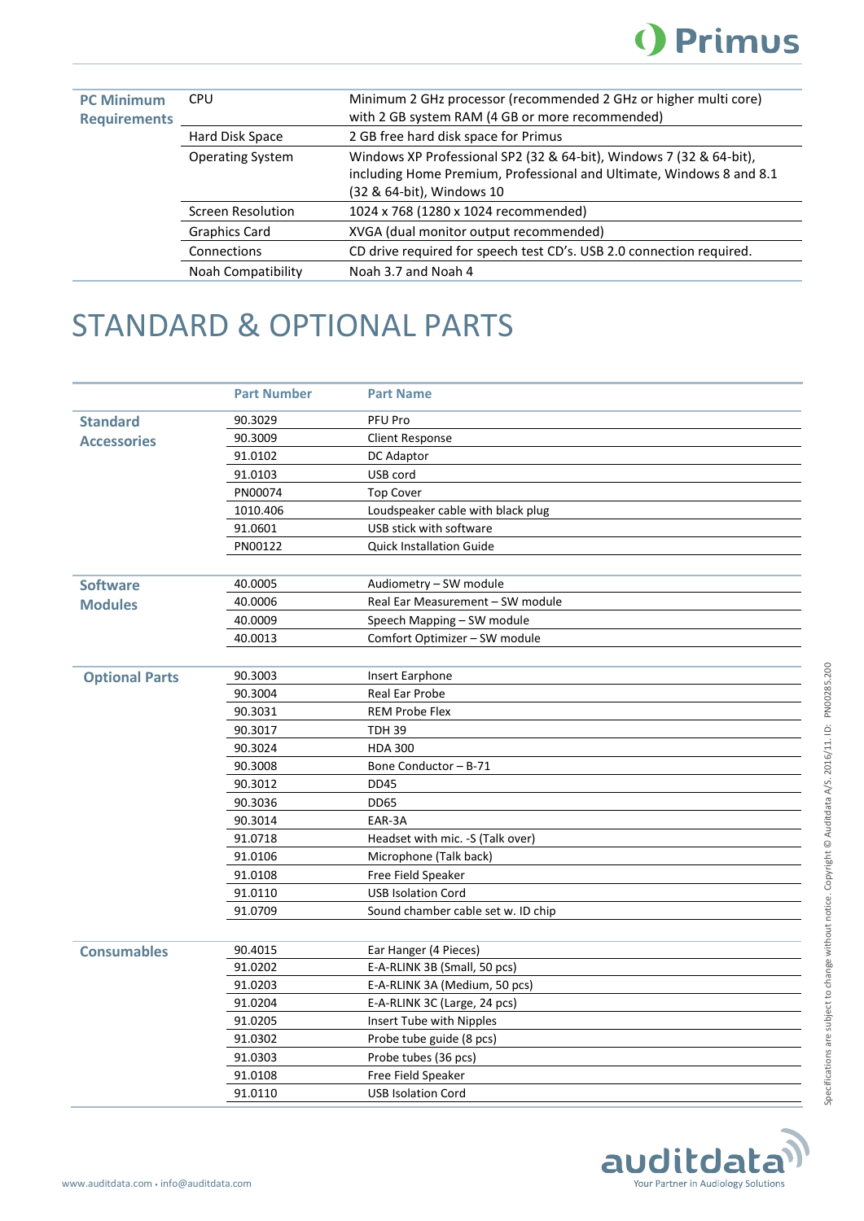| | | |
|---|---|---|
| **PC Minimum Requirements** | CPU | Minimum 2 GHz processor (recommended 2 GHz or higher multi core) with 2 GB system RAM (4 GB or more recommended) |
| | Hard Disk Space | 2 GB free hard disk space for Primus |
| | Operating System | Windows XP Professional SP2 (32 & 64-bit), Windows 7 (32 & 64-bit), including Home Premium, Professional and Ultimate, Windows 8 and 8.1 (32 & 64-bit), Windows 10 |
| | Screen Resolution | 1024 x 768 (1280 x 1024 recommended) |
| | Graphics Card | XVGA (dual monitor output recommended) |
| | Connections | CD drive required for speech test CD's. USB 2.0 connection required. |
| | Noah Compatibility | Noah 3.7 and Noah 4 |

# STANDARD & OPTIONAL PARTS

| | Part Number | Part Name |
|---|---|---|
| **Standard Accessories** | 90.3029 | PFU Pro |
| | 90.3009 | Client Response |
| | 91.0102 | DC Adaptor |
| | 91.0103 | USB cord |
| | PN00074 | Top Cover |
| | 1010.406 | Loudspeaker cable with black plug |
| | 91.0601 | USB stick with software |
| | PN00122 | Quick Installation Guide |
| **Software Modules** | 40.0005 | Audiometry – SW module |
| | 40.0006 | Real Ear Measurement – SW module |
| | 40.0009 | Speech Mapping – SW module |
| | 40.0013 | Comfort Optimizer – SW module |
| **Optional Parts** | 90.3003 | Insert Earphone |
| | 90.3004 | Real Ear Probe |
| | 90.3031 | REM Probe Flex |
| | 90.3017 | TDH 39 |
| | 90.3024 | HDA 300 |
| | 90.3008 | Bone Conductor – B-71 |
| | 90.3012 | DD45 |
| | 90.3036 | DD65 |
| | 90.3014 | EAR-3A |
| | 91.0718 | Headset with mic. -S (Talk over) |
| | 91.0106 | Microphone (Talk back) |
| | 91.0108 | Free Field Speaker |
| | 91.0110 | USB Isolation Cord |
| | 91.0709 | Sound chamber cable set w. ID chip |
| **Consumables** | 90.4015 | Ear Hanger (4 Pieces) |
| | 91.0202 | E-A-RLINK 3B (Small, 50 pcs) |
| | 91.0203 | E-A-RLINK 3A (Medium, 50 pcs) |
| | 91.0204 | E-A-RLINK 3C (Large, 24 pcs) |
| | 91.0205 | Insert Tube with Nipples |
| | 91.0302 | Probe tube guide (8 pcs) |
| | 91.0303 | Probe tubes (36 pcs) |
| | 91.0108 | Free Field Speaker |
| | 91.0110 | USB Isolation Cord |

Specifications are subject to change without notice. Copyright © Auditdata A/S. 2016/11. ID: PN00285.200

www.auditdata.com • info@auditdata.com

auditdata – Your Partner in Audiology Solutions